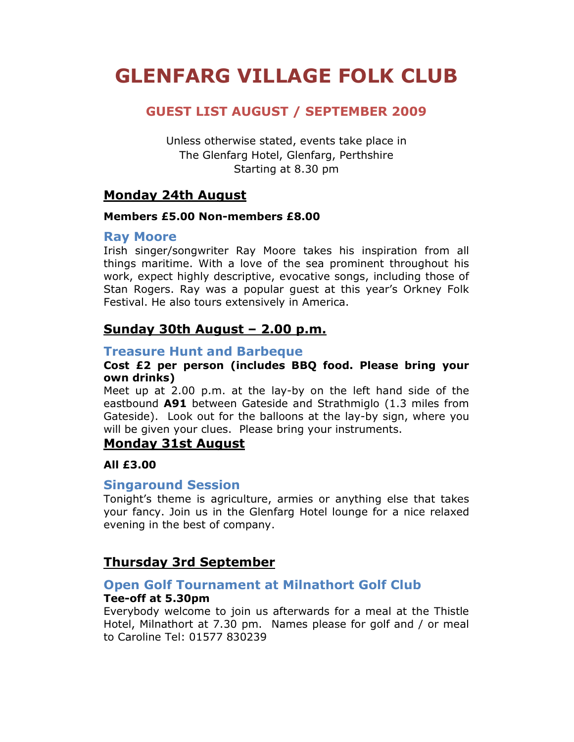# GLENFARG VILLAGE FOLK CLUB

## GUEST LIST AUGUST / SEPTEMBER 2009

Unless otherwise stated, events take place in
The Glenfarg Hotel, Glenfarg, Perthshire
Starting at 8.30 pm

## Monday 24th August

**Members £5.00 Non-members £8.00**

### Ray Moore

Irish singer/songwriter Ray Moore takes his inspiration from all things maritime. With a love of the sea prominent throughout his work, expect highly descriptive, evocative songs, including those of Stan Rogers. Ray was a popular guest at this year's Orkney Folk Festival. He also tours extensively in America.

## Sunday 30th August – 2.00 p.m.

### Treasure Hunt and Barbeque

**Cost £2 per person (includes BBQ food. Please bring your own drinks)**

Meet up at 2.00 p.m. at the lay-by on the left hand side of the eastbound **A91** between Gateside and Strathmiglo (1.3 miles from Gateside). Look out for the balloons at the lay-by sign, where you will be given your clues. Please bring your instruments.

## Monday 31st August

**All £3.00**

### Singaround Session

Tonight's theme is agriculture, armies or anything else that takes your fancy. Join us in the Glenfarg Hotel lounge for a nice relaxed evening in the best of company.

## Thursday 3rd September

### Open Golf Tournament at Milnathort Golf Club

**Tee-off at 5.30pm**

Everybody welcome to join us afterwards for a meal at the Thistle Hotel, Milnathort at 7.30 pm. Names please for golf and / or meal to Caroline Tel: 01577 830239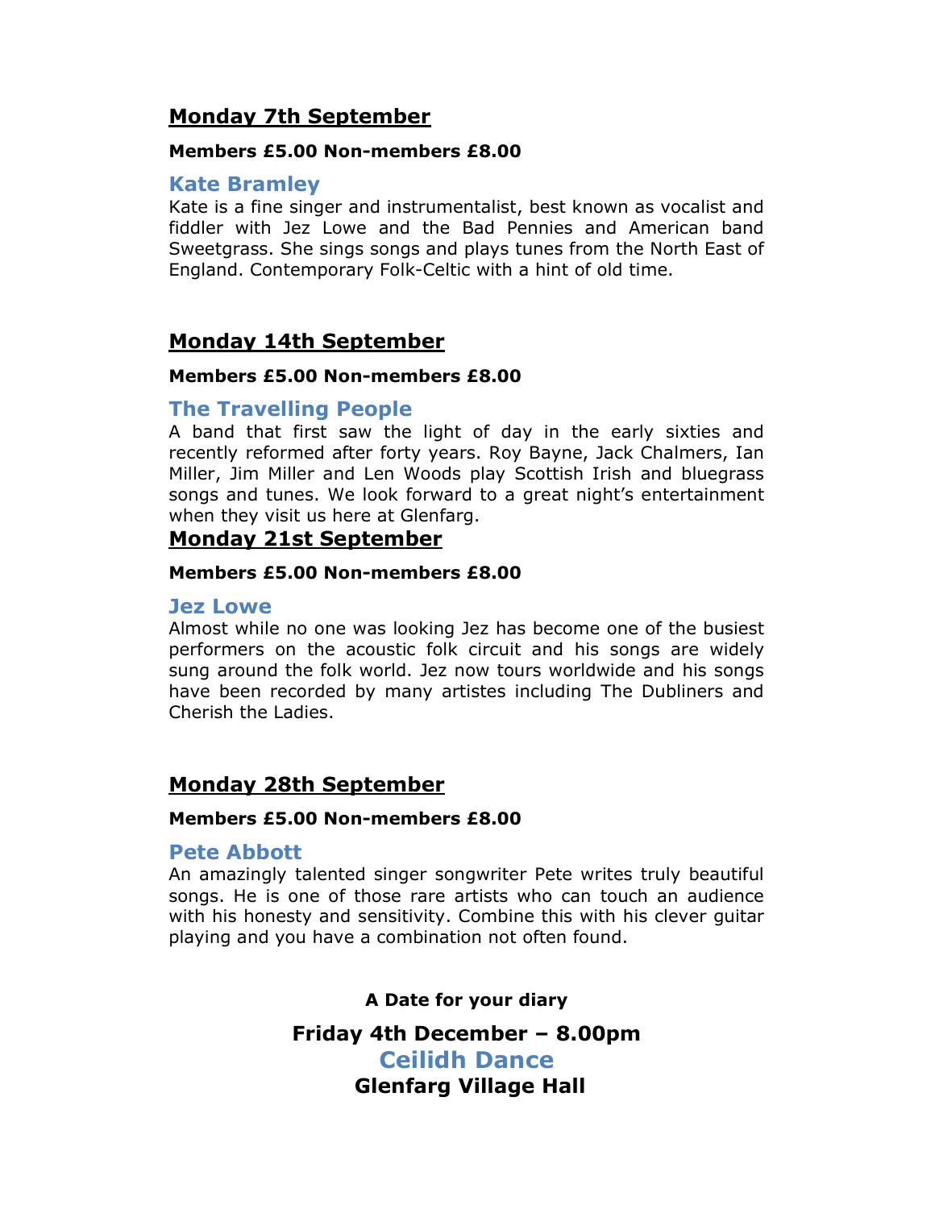## Monday 7th September

**Members £5.00 Non-members £8.00**

### Kate Bramley

Kate is a fine singer and instrumentalist, best known as vocalist and fiddler with Jez Lowe and the Bad Pennies and American band Sweetgrass. She sings songs and plays tunes from the North East of England. Contemporary Folk-Celtic with a hint of old time.

## Monday 14th September

**Members £5.00 Non-members £8.00**

### The Travelling People

A band that first saw the light of day in the early sixties and recently reformed after forty years. Roy Bayne, Jack Chalmers, Ian Miller, Jim Miller and Len Woods play Scottish Irish and bluegrass songs and tunes. We look forward to a great night's entertainment when they visit us here at Glenfarg.

## Monday 21st September

**Members £5.00 Non-members £8.00**

### Jez Lowe

Almost while no one was looking Jez has become one of the busiest performers on the acoustic folk circuit and his songs are widely sung around the folk world. Jez now tours worldwide and his songs have been recorded by many artistes including The Dubliners and Cherish the Ladies.

## Monday 28th September

**Members £5.00 Non-members £8.00**

### Pete Abbott

An amazingly talented singer songwriter Pete writes truly beautiful songs. He is one of those rare artists who can touch an audience with his honesty and sensitivity. Combine this with his clever guitar playing and you have a combination not often found.

**A Date for your diary**

**Friday 4th December – 8.00pm**

**Ceilidh Dance**

**Glenfarg Village Hall**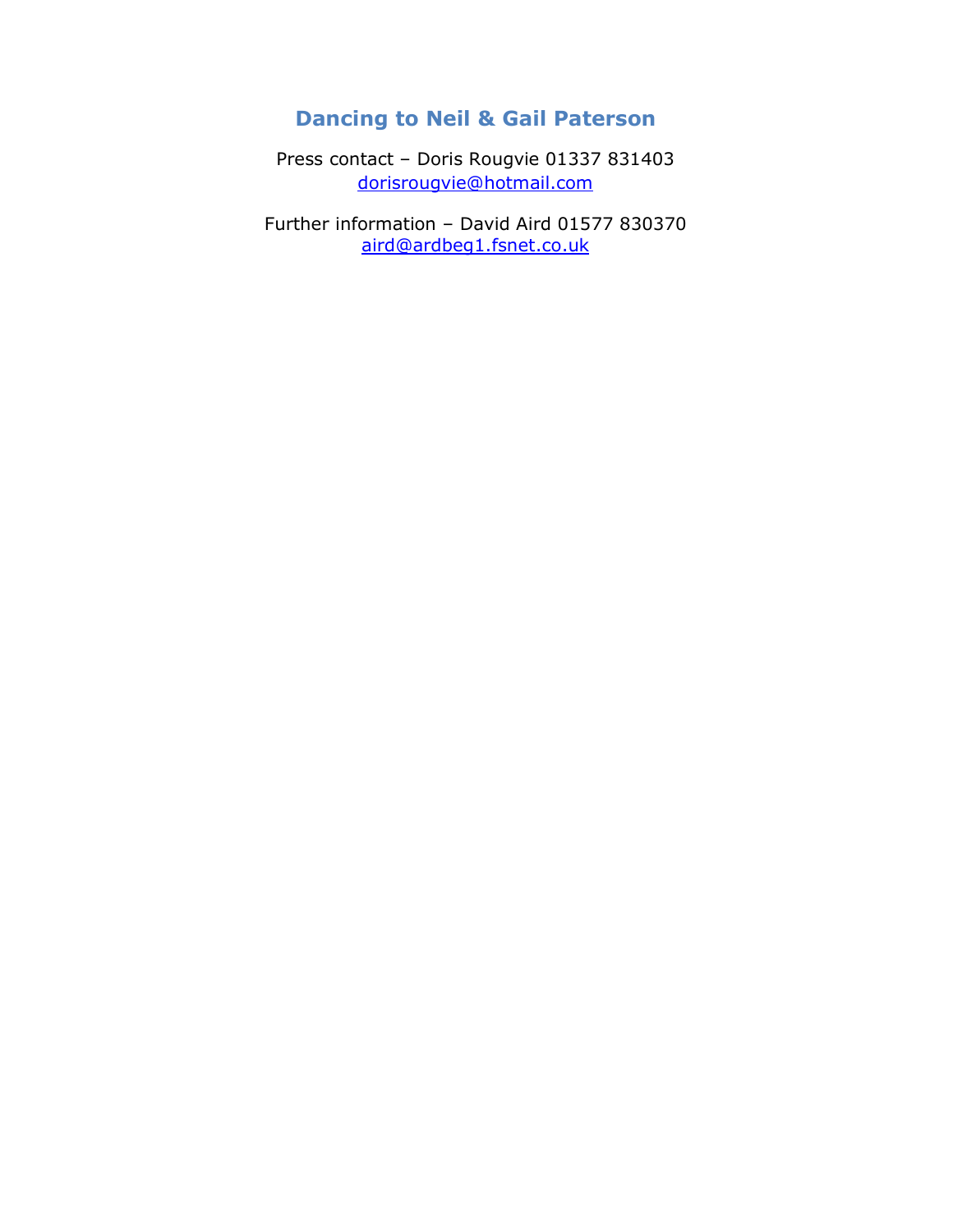## Dancing to Neil & Gail Paterson

Press contact – Doris Rougvie 01337 831403
dorisrougvie@hotmail.com

Further information – David Aird 01577 830370
aird@ardbeg1.fsnet.co.uk